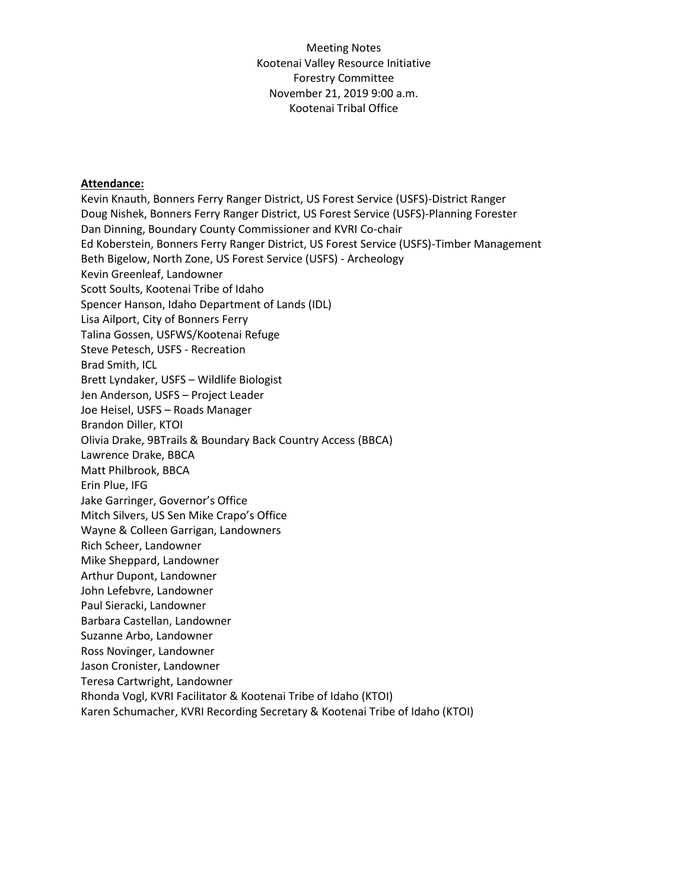Meeting Notes
Kootenai Valley Resource Initiative
Forestry Committee
November 21, 2019 9:00 a.m.
Kootenai Tribal Office

**Attendance:**

Kevin Knauth, Bonners Ferry Ranger District, US Forest Service (USFS)-District Ranger
Doug Nishek, Bonners Ferry Ranger District, US Forest Service (USFS)-Planning Forester
Dan Dinning, Boundary County Commissioner and KVRI Co-chair
Ed Koberstein, Bonners Ferry Ranger District, US Forest Service (USFS)-Timber Management
Beth Bigelow, North Zone, US Forest Service (USFS) - Archeology
Kevin Greenleaf, Landowner
Scott Soults, Kootenai Tribe of Idaho
Spencer Hanson, Idaho Department of Lands (IDL)
Lisa Ailport, City of Bonners Ferry
Talina Gossen, USFWS/Kootenai Refuge
Steve Petesch, USFS - Recreation
Brad Smith, ICL
Brett Lyndaker, USFS – Wildlife Biologist
Jen Anderson, USFS – Project Leader
Joe Heisel, USFS – Roads Manager
Brandon Diller, KTOI
Olivia Drake, 9BTrails & Boundary Back Country Access (BBCA)
Lawrence Drake, BBCA
Matt Philbrook, BBCA
Erin Plue, IFG
Jake Garringer, Governor's Office
Mitch Silvers, US Sen Mike Crapo's Office
Wayne & Colleen Garrigan, Landowners
Rich Scheer, Landowner
Mike Sheppard, Landowner
Arthur Dupont, Landowner
John Lefebvre, Landowner
Paul Sieracki, Landowner
Barbara Castellan, Landowner
Suzanne Arbo, Landowner
Ross Novinger, Landowner
Jason Cronister, Landowner
Teresa Cartwright, Landowner
Rhonda Vogl, KVRI Facilitator & Kootenai Tribe of Idaho (KTOI)
Karen Schumacher, KVRI Recording Secretary & Kootenai Tribe of Idaho (KTOI)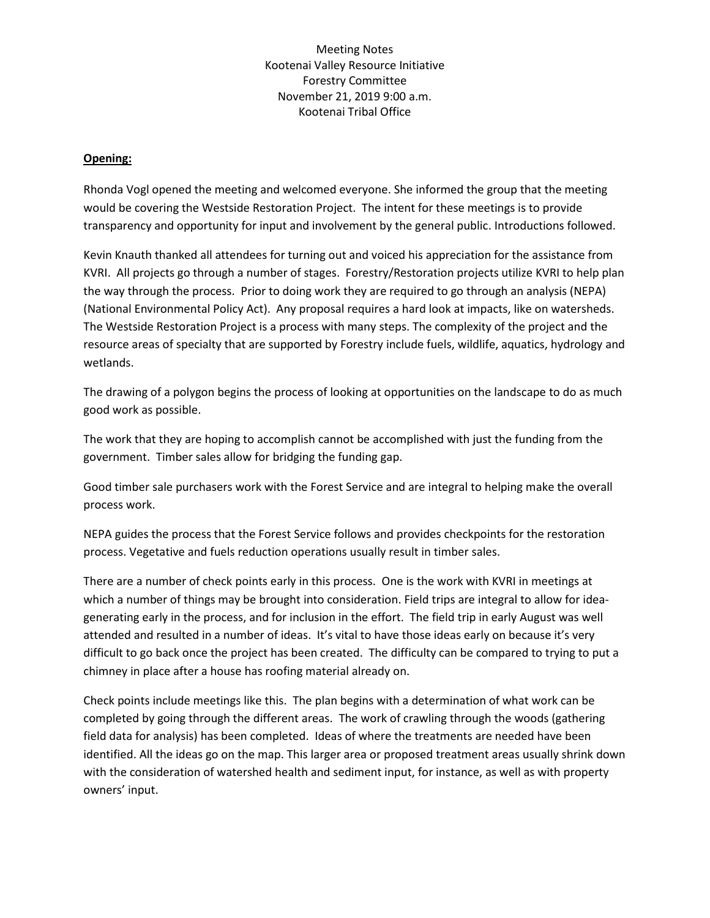Meeting Notes
Kootenai Valley Resource Initiative
Forestry Committee
November 21, 2019 9:00 a.m.
Kootenai Tribal Office

**Opening:**

Rhonda Vogl opened the meeting and welcomed everyone. She informed the group that the meeting would be covering the Westside Restoration Project. The intent for these meetings is to provide transparency and opportunity for input and involvement by the general public. Introductions followed.

Kevin Knauth thanked all attendees for turning out and voiced his appreciation for the assistance from KVRI. All projects go through a number of stages. Forestry/Restoration projects utilize KVRI to help plan the way through the process. Prior to doing work they are required to go through an analysis (NEPA) (National Environmental Policy Act). Any proposal requires a hard look at impacts, like on watersheds. The Westside Restoration Project is a process with many steps. The complexity of the project and the resource areas of specialty that are supported by Forestry include fuels, wildlife, aquatics, hydrology and wetlands.

The drawing of a polygon begins the process of looking at opportunities on the landscape to do as much good work as possible.

The work that they are hoping to accomplish cannot be accomplished with just the funding from the government. Timber sales allow for bridging the funding gap.

Good timber sale purchasers work with the Forest Service and are integral to helping make the overall process work.

NEPA guides the process that the Forest Service follows and provides checkpoints for the restoration process. Vegetative and fuels reduction operations usually result in timber sales.

There are a number of check points early in this process. One is the work with KVRI in meetings at which a number of things may be brought into consideration. Field trips are integral to allow for idea-generating early in the process, and for inclusion in the effort. The field trip in early August was well attended and resulted in a number of ideas. It's vital to have those ideas early on because it's very difficult to go back once the project has been created. The difficulty can be compared to trying to put a chimney in place after a house has roofing material already on.

Check points include meetings like this. The plan begins with a determination of what work can be completed by going through the different areas. The work of crawling through the woods (gathering field data for analysis) has been completed. Ideas of where the treatments are needed have been identified. All the ideas go on the map. This larger area or proposed treatment areas usually shrink down with the consideration of watershed health and sediment input, for instance, as well as with property owners' input.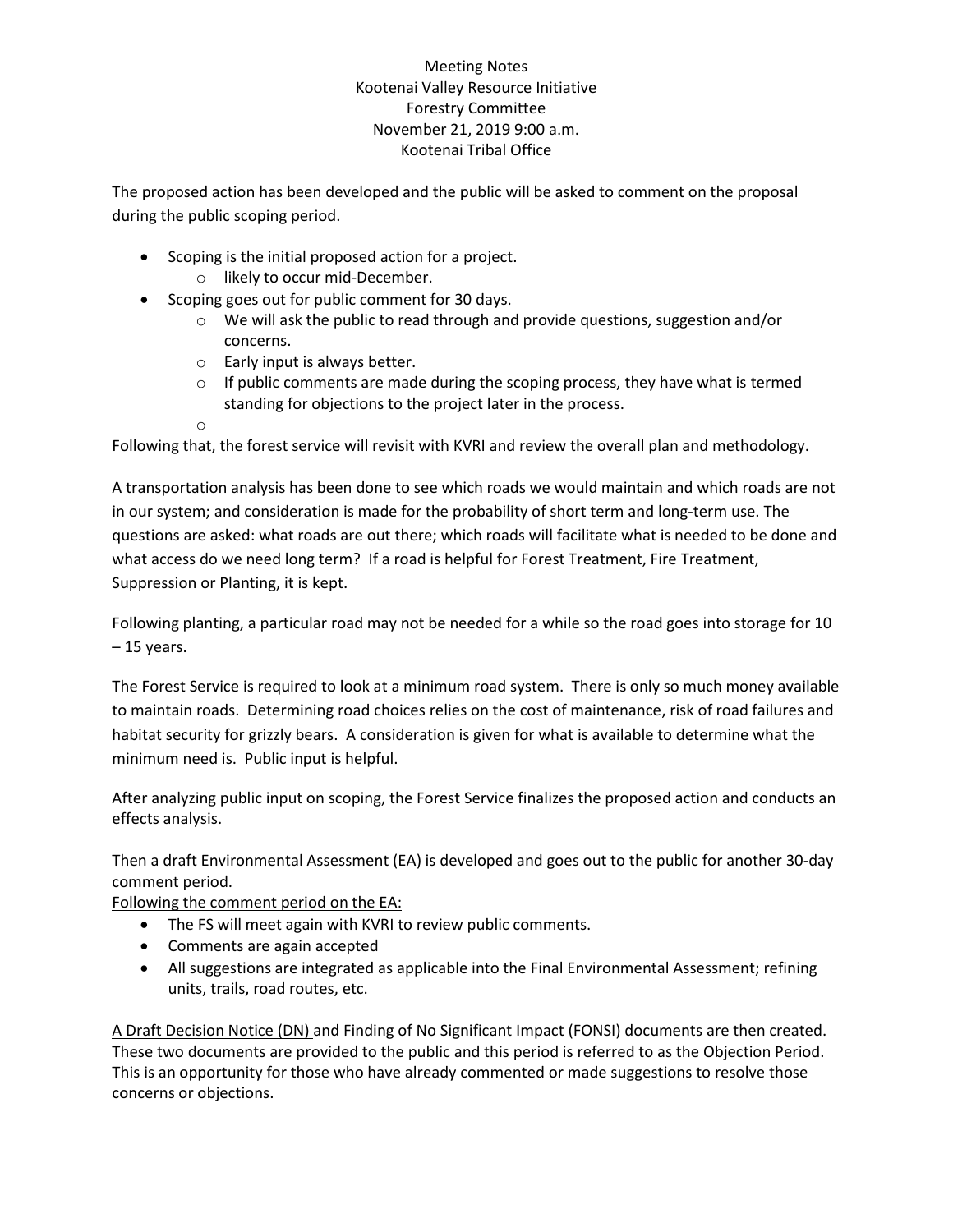Meeting Notes
Kootenai Valley Resource Initiative
Forestry Committee
November 21, 2019 9:00 a.m.
Kootenai Tribal Office

The proposed action has been developed and the public will be asked to comment on the proposal during the public scoping period.

- Scoping is the initial proposed action for a project.
  - likely to occur mid-December.
- Scoping goes out for public comment for 30 days.
  - We will ask the public to read through and provide questions, suggestion and/or concerns.
  - Early input is always better.
  - If public comments are made during the scoping process, they have what is termed standing for objections to the project later in the process.

Following that, the forest service will revisit with KVRI and review the overall plan and methodology.

A transportation analysis has been done to see which roads we would maintain and which roads are not in our system; and consideration is made for the probability of short term and long-term use. The questions are asked: what roads are out there; which roads will facilitate what is needed to be done and what access do we need long term? If a road is helpful for Forest Treatment, Fire Treatment, Suppression or Planting, it is kept.

Following planting, a particular road may not be needed for a while so the road goes into storage for 10 – 15 years.

The Forest Service is required to look at a minimum road system. There is only so much money available to maintain roads. Determining road choices relies on the cost of maintenance, risk of road failures and habitat security for grizzly bears. A consideration is given for what is available to determine what the minimum need is. Public input is helpful.

After analyzing public input on scoping, the Forest Service finalizes the proposed action and conducts an effects analysis.

Then a draft Environmental Assessment (EA) is developed and goes out to the public for another 30-day comment period.

<u>Following the comment period on the EA:</u>

- The FS will meet again with KVRI to review public comments.
- Comments are again accepted
- All suggestions are integrated as applicable into the Final Environmental Assessment; refining units, trails, road routes, etc.

<u>A Draft Decision Notice (DN)</u> and Finding of No Significant Impact (FONSI) documents are then created. These two documents are provided to the public and this period is referred to as the Objection Period. This is an opportunity for those who have already commented or made suggestions to resolve those concerns or objections.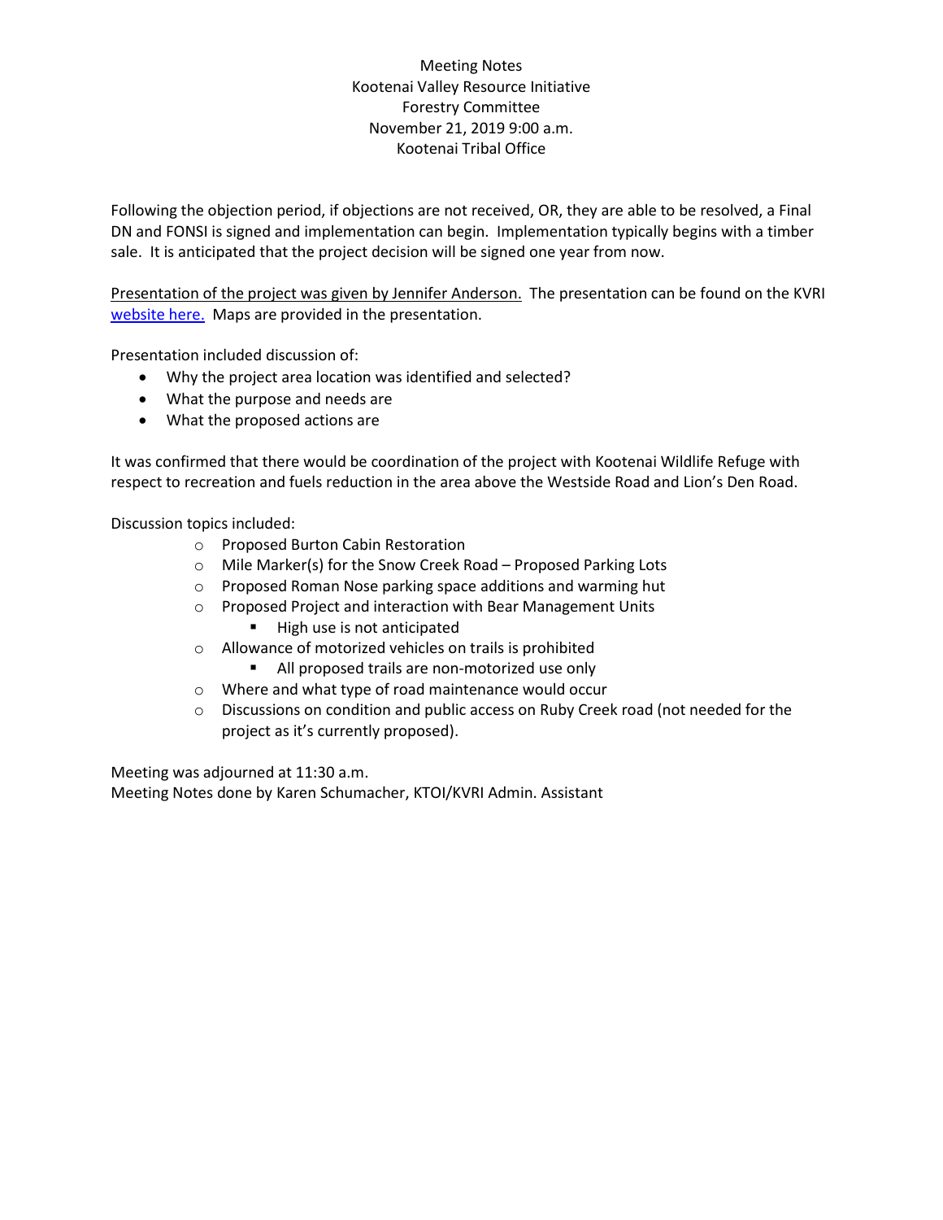Meeting Notes
Kootenai Valley Resource Initiative
Forestry Committee
November 21, 2019 9:00 a.m.
Kootenai Tribal Office

Following the objection period, if objections are not received, OR, they are able to be resolved, a Final DN and FONSI is signed and implementation can begin. Implementation typically begins with a timber sale. It is anticipated that the project decision will be signed one year from now.

<u>Presentation of the project was given by Jennifer Anderson.</u> The presentation can be found on the KVRI website here. Maps are provided in the presentation.

Presentation included discussion of:

- Why the project area location was identified and selected?
- What the purpose and needs are
- What the proposed actions are

It was confirmed that there would be coordination of the project with Kootenai Wildlife Refuge with respect to recreation and fuels reduction in the area above the Westside Road and Lion's Den Road.

Discussion topics included:

- Proposed Burton Cabin Restoration
- Mile Marker(s) for the Snow Creek Road – Proposed Parking Lots
- Proposed Roman Nose parking space additions and warming hut
- Proposed Project and interaction with Bear Management Units
  - High use is not anticipated
- Allowance of motorized vehicles on trails is prohibited
  - All proposed trails are non-motorized use only
- Where and what type of road maintenance would occur
- Discussions on condition and public access on Ruby Creek road (not needed for the project as it's currently proposed).

Meeting was adjourned at 11:30 a.m.
Meeting Notes done by Karen Schumacher, KTOI/KVRI Admin. Assistant